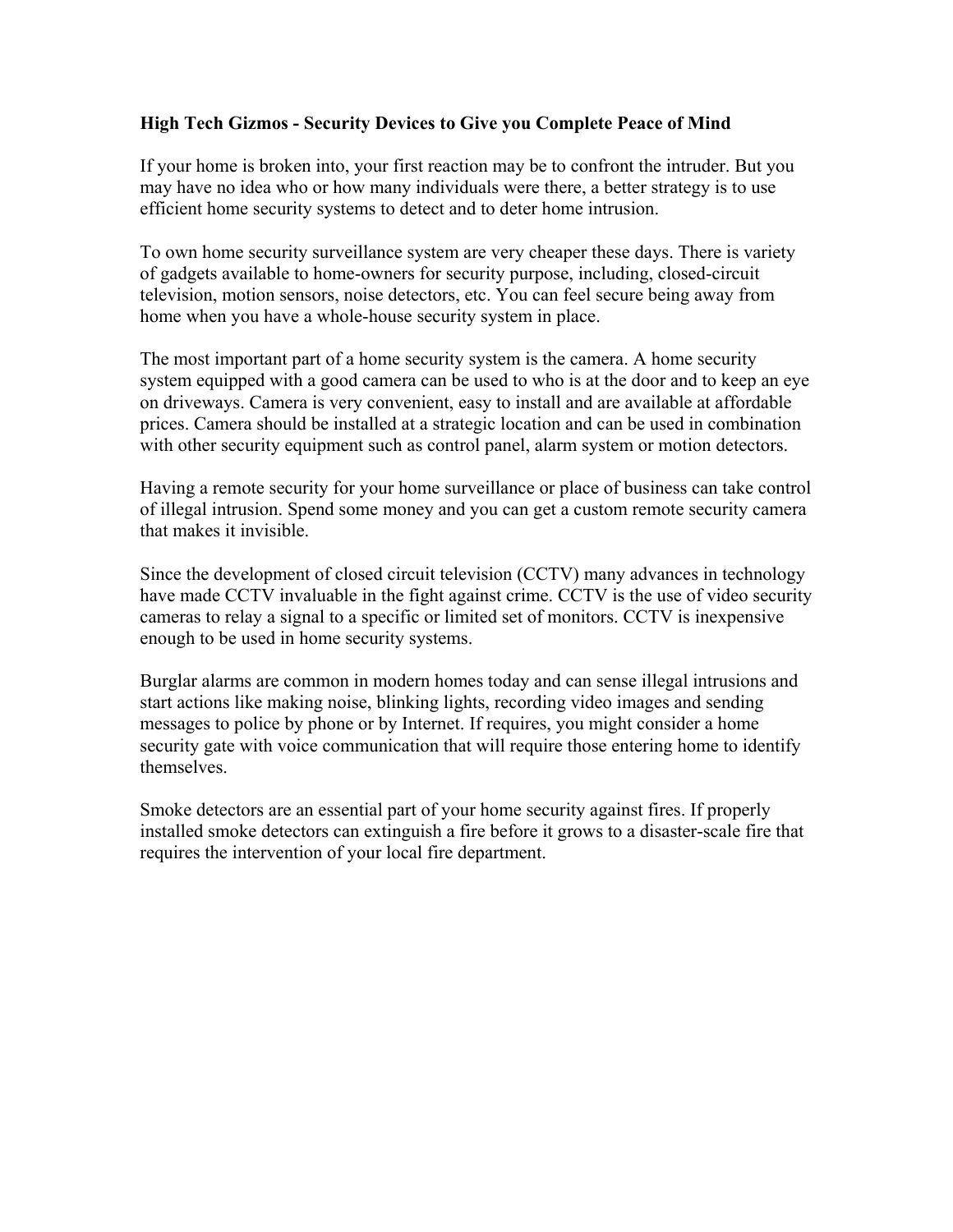**High Tech Gizmos - Security Devices to Give you Complete Peace of Mind**

If your home is broken into, your first reaction may be to confront the intruder. But you may have no idea who or how many individuals were there, a better strategy is to use efficient home security systems to detect and to deter home intrusion.

To own home security surveillance system are very cheaper these days. There is variety of gadgets available to home-owners for security purpose, including, closed-circuit television, motion sensors, noise detectors, etc. You can feel secure being away from home when you have a whole-house security system in place.

The most important part of a home security system is the camera. A home security system equipped with a good camera can be used to who is at the door and to keep an eye on driveways. Camera is very convenient, easy to install and are available at affordable prices. Camera should be installed at a strategic location and can be used in combination with other security equipment such as control panel, alarm system or motion detectors.

Having a remote security for your home surveillance or place of business can take control of illegal intrusion. Spend some money and you can get a custom remote security camera that makes it invisible.

Since the development of closed circuit television (CCTV) many advances in technology have made CCTV invaluable in the fight against crime. CCTV is the use of video security cameras to relay a signal to a specific or limited set of monitors. CCTV is inexpensive enough to be used in home security systems.

Burglar alarms are common in modern homes today and can sense illegal intrusions and start actions like making noise, blinking lights, recording video images and sending messages to police by phone or by Internet. If requires, you might consider a home security gate with voice communication that will require those entering home to identify themselves.

Smoke detectors are an essential part of your home security against fires. If properly installed smoke detectors can extinguish a fire before it grows to a disaster-scale fire that requires the intervention of your local fire department.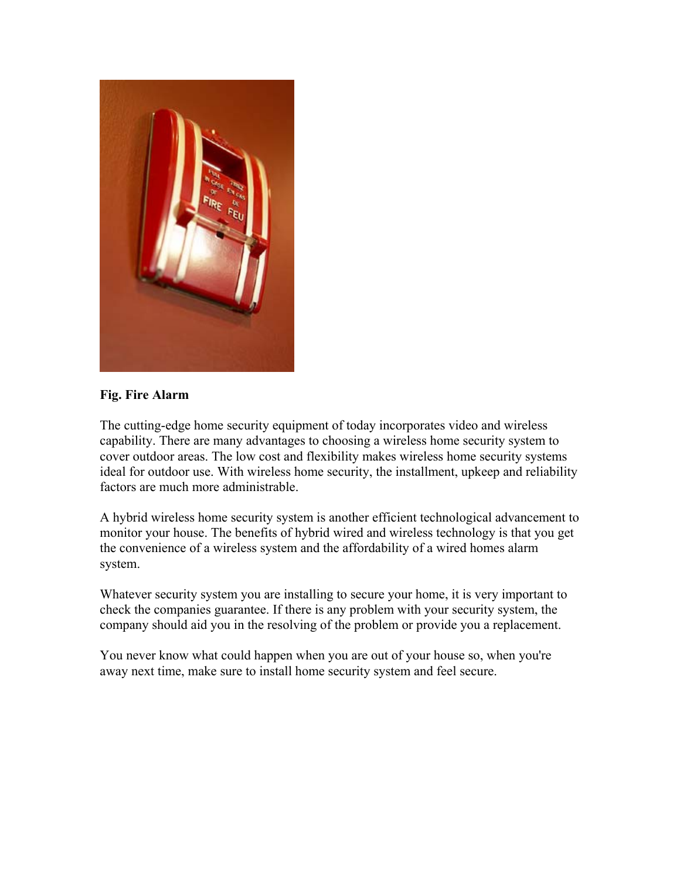**Fig. Fire Alarm**

The cutting-edge home security equipment of today incorporates video and wireless capability. There are many advantages to choosing a wireless home security system to cover outdoor areas. The low cost and flexibility makes wireless home security systems ideal for outdoor use. With wireless home security, the installment, upkeep and reliability factors are much more administrable.

A hybrid wireless home security system is another efficient technological advancement to monitor your house. The benefits of hybrid wired and wireless technology is that you get the convenience of a wireless system and the affordability of a wired homes alarm system.

Whatever security system you are installing to secure your home, it is very important to check the companies guarantee. If there is any problem with your security system, the company should aid you in the resolving of the problem or provide you a replacement.

You never know what could happen when you are out of your house so, when you're away next time, make sure to install home security system and feel secure.